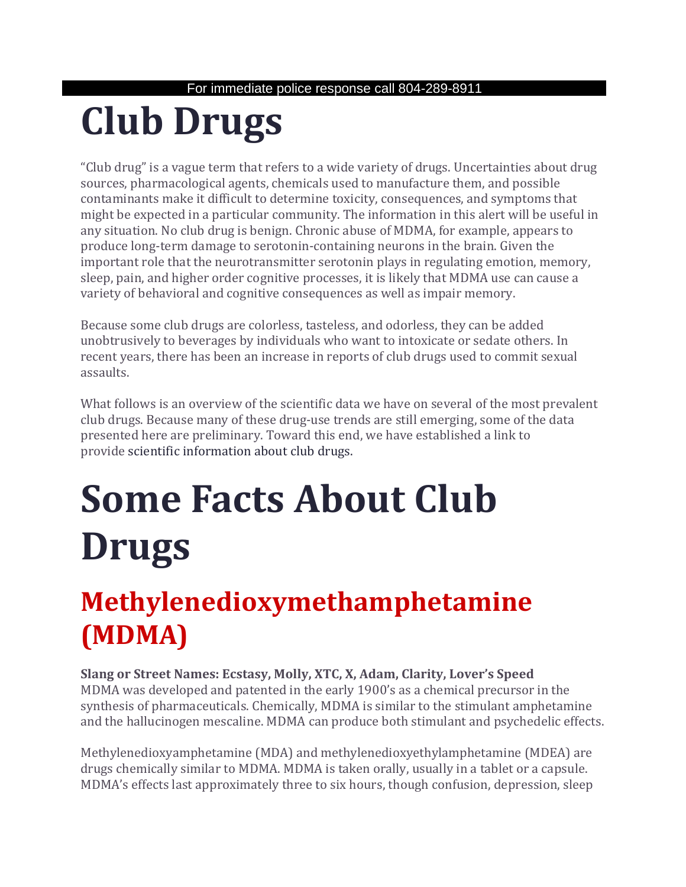For immediate police response call 804-289-8911

# Club Drugs

"Club drug" is a vague term that refers to a wide variety of drugs. Uncertainties about drug sources, pharmacological agents, chemicals used to manufacture them, and possible contaminants make it difficult to determine toxicity, consequences, and symptoms that might be expected in a particular community. The information in this alert will be useful in any situation. No club drug is benign. Chronic abuse of MDMA, for example, appears to produce long-term damage to serotonin-containing neurons in the brain. Given the important role that the neurotransmitter serotonin plays in regulating emotion, memory, sleep, pain, and higher order cognitive processes, it is likely that MDMA use can cause a variety of behavioral and cognitive consequences as well as impair memory.

Because some club drugs are colorless, tasteless, and odorless, they can be added unobtrusively to beverages by individuals who want to intoxicate or sedate others. In recent years, there has been an increase in reports of club drugs used to commit sexual assaults.

What follows is an overview of the scientific data we have on several of the most prevalent club drugs. Because many of these drug-use trends are still emerging, some of the data presented here are preliminary. Toward this end, we have established a link to provide scientific information about club drugs.

# Some Facts About Club Drugs

## Methylenedioxymethamphetamine (MDMA)

**Slang or Street Names: Ecstasy, Molly, XTC, X, Adam, Clarity, Lover's Speed**
MDMA was developed and patented in the early 1900's as a chemical precursor in the synthesis of pharmaceuticals. Chemically, MDMA is similar to the stimulant amphetamine and the hallucinogen mescaline. MDMA can produce both stimulant and psychedelic effects.

Methylenedioxyamphetamine (MDA) and methylenedioxyethylamphetamine (MDEA) are drugs chemically similar to MDMA. MDMA is taken orally, usually in a tablet or a capsule. MDMA's effects last approximately three to six hours, though confusion, depression, sleep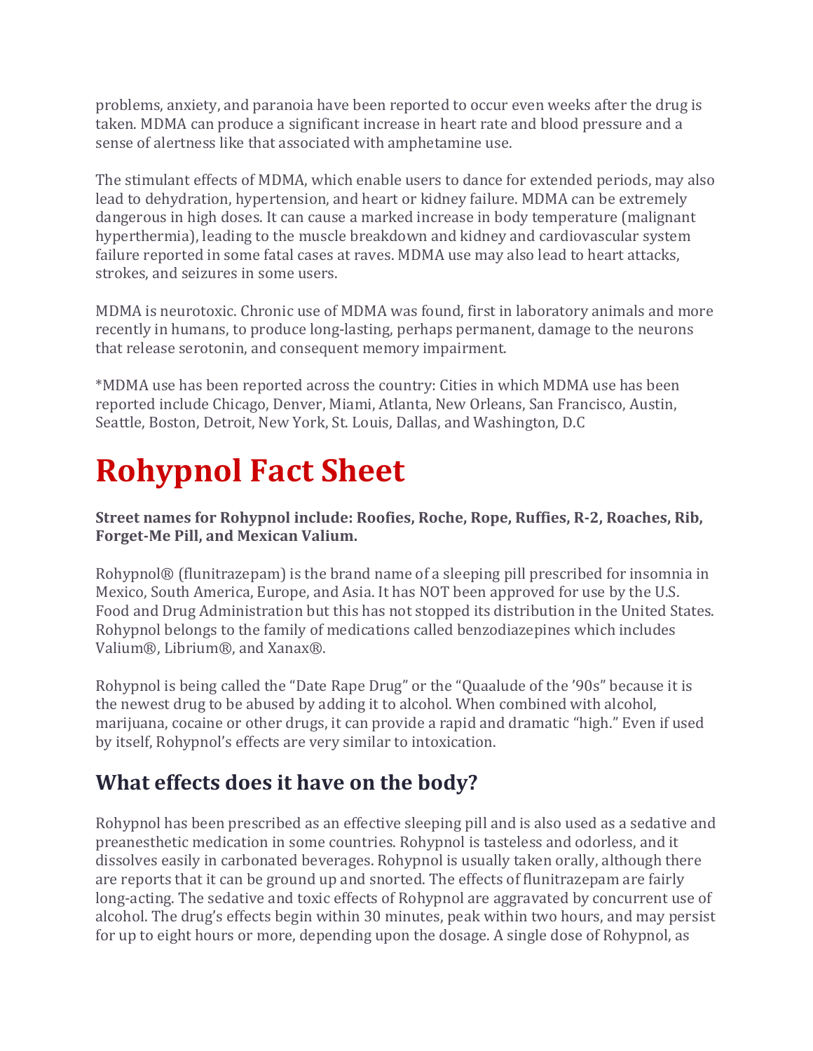problems, anxiety, and paranoia have been reported to occur even weeks after the drug is taken. MDMA can produce a significant increase in heart rate and blood pressure and a sense of alertness like that associated with amphetamine use.

The stimulant effects of MDMA, which enable users to dance for extended periods, may also lead to dehydration, hypertension, and heart or kidney failure. MDMA can be extremely dangerous in high doses. It can cause a marked increase in body temperature (malignant hyperthermia), leading to the muscle breakdown and kidney and cardiovascular system failure reported in some fatal cases at raves. MDMA use may also lead to heart attacks, strokes, and seizures in some users.

MDMA is neurotoxic. Chronic use of MDMA was found, first in laboratory animals and more recently in humans, to produce long-lasting, perhaps permanent, damage to the neurons that release serotonin, and consequent memory impairment.

*MDMA use has been reported across the country: Cities in which MDMA use has been reported include Chicago, Denver, Miami, Atlanta, New Orleans, San Francisco, Austin, Seattle, Boston, Detroit, New York, St. Louis, Dallas, and Washington, D.C

# Rohypnol Fact Sheet

**Street names for Rohypnol include: Roofies, Roche, Rope, Ruffies, R-2, Roaches, Rib, Forget-Me Pill, and Mexican Valium.**

Rohypnol® (flunitrazepam) is the brand name of a sleeping pill prescribed for insomnia in Mexico, South America, Europe, and Asia. It has NOT been approved for use by the U.S. Food and Drug Administration but this has not stopped its distribution in the United States. Rohypnol belongs to the family of medications called benzodiazepines which includes Valium®, Librium®, and Xanax®.

Rohypnol is being called the "Date Rape Drug" or the "Quaalude of the '90s" because it is the newest drug to be abused by adding it to alcohol. When combined with alcohol, marijuana, cocaine or other drugs, it can provide a rapid and dramatic "high." Even if used by itself, Rohypnol's effects are very similar to intoxication.

## What effects does it have on the body?

Rohypnol has been prescribed as an effective sleeping pill and is also used as a sedative and preanesthetic medication in some countries. Rohypnol is tasteless and odorless, and it dissolves easily in carbonated beverages. Rohypnol is usually taken orally, although there are reports that it can be ground up and snorted. The effects of flunitrazepam are fairly long-acting. The sedative and toxic effects of Rohypnol are aggravated by concurrent use of alcohol. The drug's effects begin within 30 minutes, peak within two hours, and may persist for up to eight hours or more, depending upon the dosage. A single dose of Rohypnol, as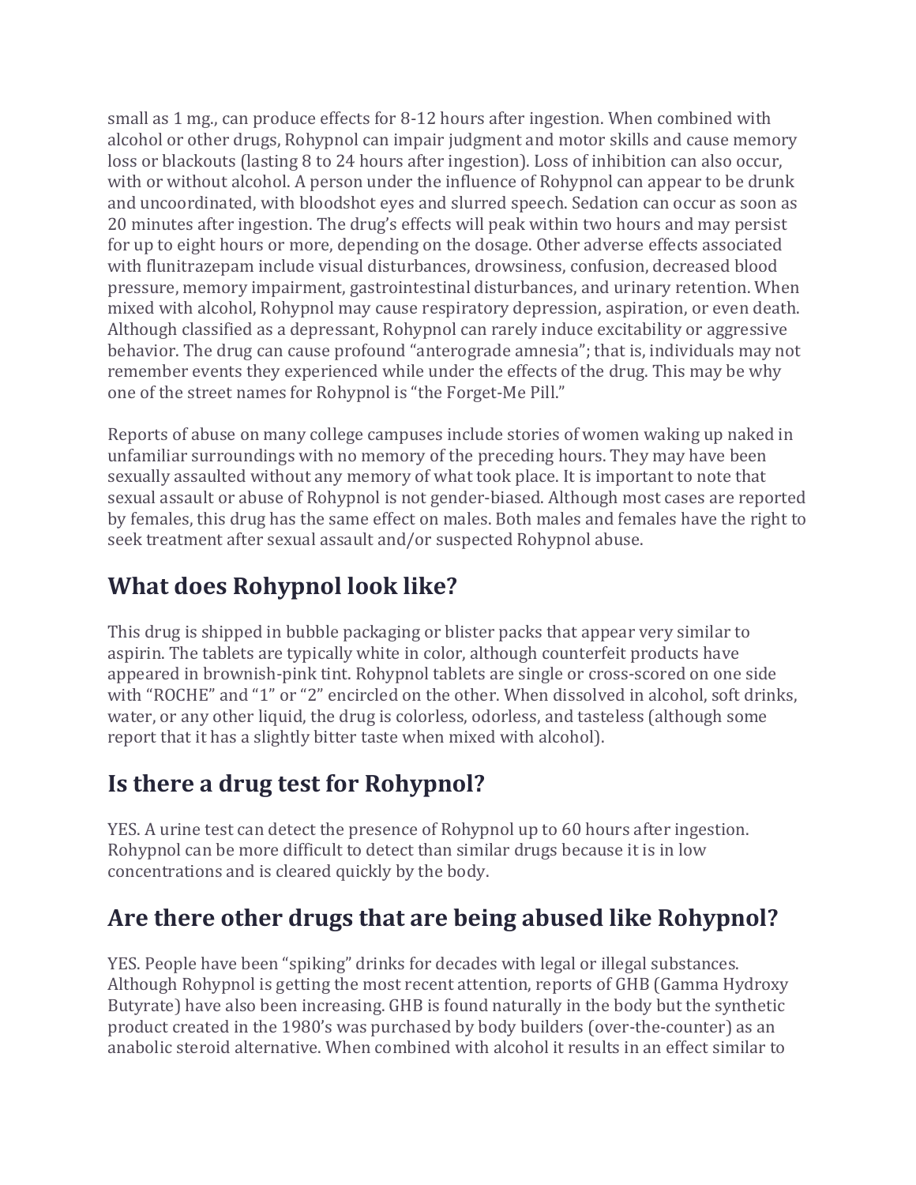small as 1 mg., can produce effects for 8-12 hours after ingestion. When combined with alcohol or other drugs, Rohypnol can impair judgment and motor skills and cause memory loss or blackouts (lasting 8 to 24 hours after ingestion). Loss of inhibition can also occur, with or without alcohol. A person under the influence of Rohypnol can appear to be drunk and uncoordinated, with bloodshot eyes and slurred speech. Sedation can occur as soon as 20 minutes after ingestion. The drug's effects will peak within two hours and may persist for up to eight hours or more, depending on the dosage. Other adverse effects associated with flunitrazepam include visual disturbances, drowsiness, confusion, decreased blood pressure, memory impairment, gastrointestinal disturbances, and urinary retention. When mixed with alcohol, Rohypnol may cause respiratory depression, aspiration, or even death. Although classified as a depressant, Rohypnol can rarely induce excitability or aggressive behavior. The drug can cause profound "anterograde amnesia"; that is, individuals may not remember events they experienced while under the effects of the drug. This may be why one of the street names for Rohypnol is "the Forget-Me Pill."

Reports of abuse on many college campuses include stories of women waking up naked in unfamiliar surroundings with no memory of the preceding hours. They may have been sexually assaulted without any memory of what took place. It is important to note that sexual assault or abuse of Rohypnol is not gender-biased. Although most cases are reported by females, this drug has the same effect on males. Both males and females have the right to seek treatment after sexual assault and/or suspected Rohypnol abuse.

## What does Rohypnol look like?

This drug is shipped in bubble packaging or blister packs that appear very similar to aspirin. The tablets are typically white in color, although counterfeit products have appeared in brownish-pink tint. Rohypnol tablets are single or cross-scored on one side with "ROCHE" and "1" or "2" encircled on the other. When dissolved in alcohol, soft drinks, water, or any other liquid, the drug is colorless, odorless, and tasteless (although some report that it has a slightly bitter taste when mixed with alcohol).

## Is there a drug test for Rohypnol?

YES. A urine test can detect the presence of Rohypnol up to 60 hours after ingestion. Rohypnol can be more difficult to detect than similar drugs because it is in low concentrations and is cleared quickly by the body.

## Are there other drugs that are being abused like Rohypnol?

YES. People have been "spiking" drinks for decades with legal or illegal substances. Although Rohypnol is getting the most recent attention, reports of GHB (Gamma Hydroxy Butyrate) have also been increasing. GHB is found naturally in the body but the synthetic product created in the 1980's was purchased by body builders (over-the-counter) as an anabolic steroid alternative. When combined with alcohol it results in an effect similar to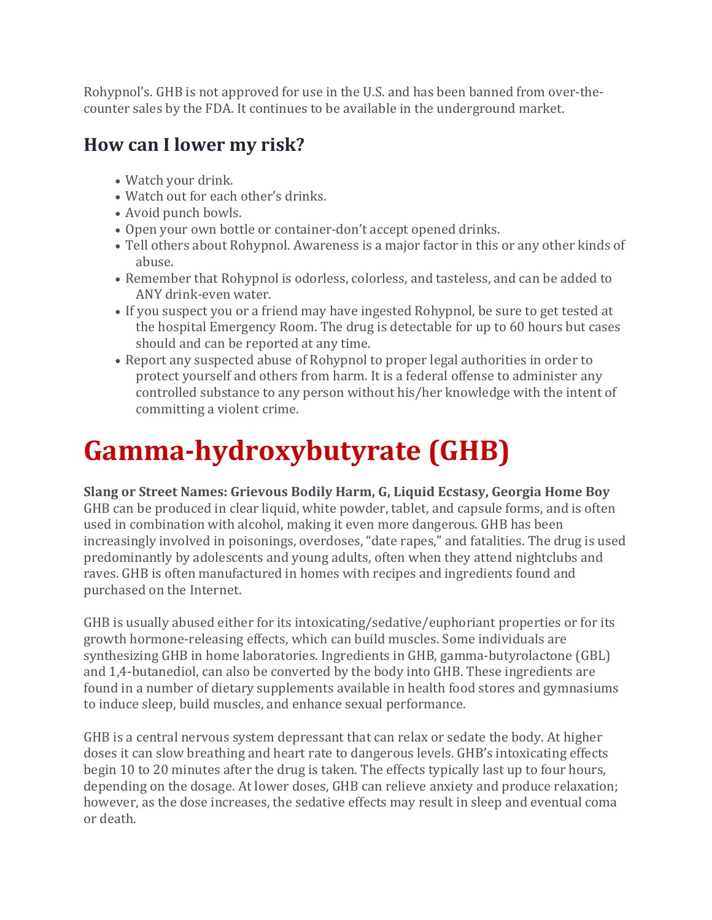Rohypnol's. GHB is not approved for use in the U.S. and has been banned from over-the-counter sales by the FDA. It continues to be available in the underground market.

## How can I lower my risk?

- Watch your drink.
- Watch out for each other's drinks.
- Avoid punch bowls.
- Open your own bottle or container-don't accept opened drinks.
- Tell others about Rohypnol. Awareness is a major factor in this or any other kinds of abuse.
- Remember that Rohypnol is odorless, colorless, and tasteless, and can be added to ANY drink-even water.
- If you suspect you or a friend may have ingested Rohypnol, be sure to get tested at the hospital Emergency Room. The drug is detectable for up to 60 hours but cases should and can be reported at any time.
- Report any suspected abuse of Rohypnol to proper legal authorities in order to protect yourself and others from harm. It is a federal offense to administer any controlled substance to any person without his/her knowledge with the intent of committing a violent crime.

# Gamma-hydroxybutyrate (GHB)

**Slang or Street Names: Grievous Bodily Harm, G, Liquid Ecstasy, Georgia Home Boy**
GHB can be produced in clear liquid, white powder, tablet, and capsule forms, and is often used in combination with alcohol, making it even more dangerous. GHB has been increasingly involved in poisonings, overdoses, "date rapes," and fatalities. The drug is used predominantly by adolescents and young adults, often when they attend nightclubs and raves. GHB is often manufactured in homes with recipes and ingredients found and purchased on the Internet.

GHB is usually abused either for its intoxicating/sedative/euphoriant properties or for its growth hormone-releasing effects, which can build muscles. Some individuals are synthesizing GHB in home laboratories. Ingredients in GHB, gamma-butyrolactone (GBL) and 1,4-butanediol, can also be converted by the body into GHB. These ingredients are found in a number of dietary supplements available in health food stores and gymnasiums to induce sleep, build muscles, and enhance sexual performance.

GHB is a central nervous system depressant that can relax or sedate the body. At higher doses it can slow breathing and heart rate to dangerous levels. GHB's intoxicating effects begin 10 to 20 minutes after the drug is taken. The effects typically last up to four hours, depending on the dosage. At lower doses, GHB can relieve anxiety and produce relaxation; however, as the dose increases, the sedative effects may result in sleep and eventual coma or death.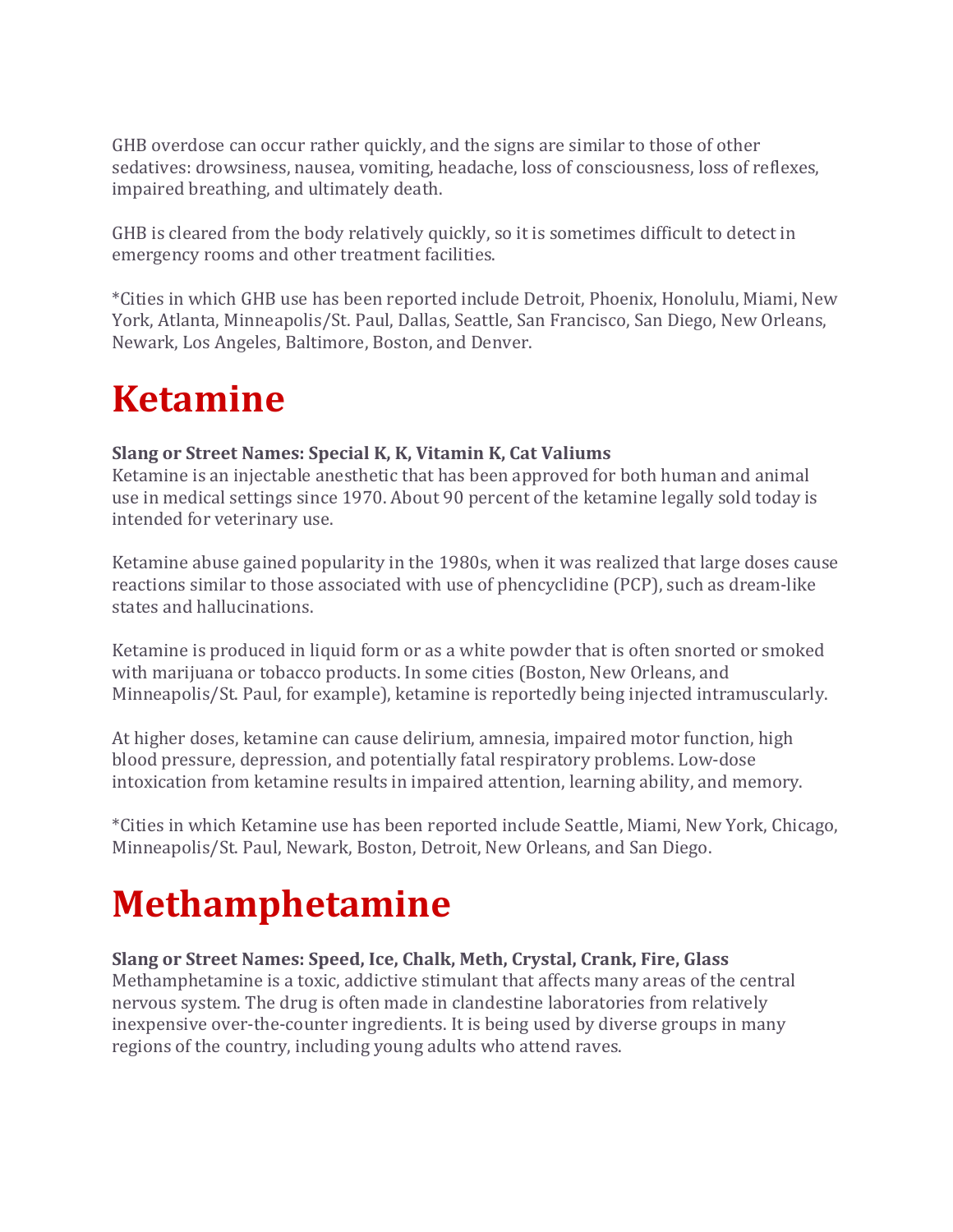GHB overdose can occur rather quickly, and the signs are similar to those of other sedatives: drowsiness, nausea, vomiting, headache, loss of consciousness, loss of reflexes, impaired breathing, and ultimately death.

GHB is cleared from the body relatively quickly, so it is sometimes difficult to detect in emergency rooms and other treatment facilities.

*Cities in which GHB use has been reported include Detroit, Phoenix, Honolulu, Miami, New York, Atlanta, Minneapolis/St. Paul, Dallas, Seattle, San Francisco, San Diego, New Orleans, Newark, Los Angeles, Baltimore, Boston, and Denver.

# Ketamine

**Slang or Street Names: Special K, K, Vitamin K, Cat Valiums**

Ketamine is an injectable anesthetic that has been approved for both human and animal use in medical settings since 1970. About 90 percent of the ketamine legally sold today is intended for veterinary use.

Ketamine abuse gained popularity in the 1980s, when it was realized that large doses cause reactions similar to those associated with use of phencyclidine (PCP), such as dream-like states and hallucinations.

Ketamine is produced in liquid form or as a white powder that is often snorted or smoked with marijuana or tobacco products. In some cities (Boston, New Orleans, and Minneapolis/St. Paul, for example), ketamine is reportedly being injected intramuscularly.

At higher doses, ketamine can cause delirium, amnesia, impaired motor function, high blood pressure, depression, and potentially fatal respiratory problems. Low-dose intoxication from ketamine results in impaired attention, learning ability, and memory.

*Cities in which Ketamine use has been reported include Seattle, Miami, New York, Chicago, Minneapolis/St. Paul, Newark, Boston, Detroit, New Orleans, and San Diego.

# Methamphetamine

**Slang or Street Names: Speed, Ice, Chalk, Meth, Crystal, Crank, Fire, Glass**

Methamphetamine is a toxic, addictive stimulant that affects many areas of the central nervous system. The drug is often made in clandestine laboratories from relatively inexpensive over-the-counter ingredients. It is being used by diverse groups in many regions of the country, including young adults who attend raves.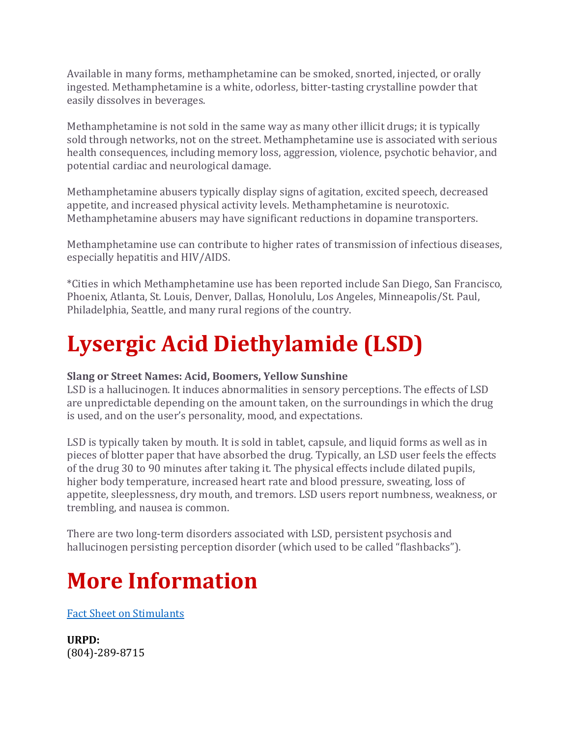Available in many forms, methamphetamine can be smoked, snorted, injected, or orally ingested. Methamphetamine is a white, odorless, bitter-tasting crystalline powder that easily dissolves in beverages.

Methamphetamine is not sold in the same way as many other illicit drugs; it is typically sold through networks, not on the street. Methamphetamine use is associated with serious health consequences, including memory loss, aggression, violence, psychotic behavior, and potential cardiac and neurological damage.

Methamphetamine abusers typically display signs of agitation, excited speech, decreased appetite, and increased physical activity levels. Methamphetamine is neurotoxic. Methamphetamine abusers may have significant reductions in dopamine transporters.

Methamphetamine use can contribute to higher rates of transmission of infectious diseases, especially hepatitis and HIV/AIDS.

*Cities in which Methamphetamine use has been reported include San Diego, San Francisco, Phoenix, Atlanta, St. Louis, Denver, Dallas, Honolulu, Los Angeles, Minneapolis/St. Paul, Philadelphia, Seattle, and many rural regions of the country.

# Lysergic Acid Diethylamide (LSD)

**Slang or Street Names: Acid, Boomers, Yellow Sunshine**
LSD is a hallucinogen. It induces abnormalities in sensory perceptions. The effects of LSD are unpredictable depending on the amount taken, on the surroundings in which the drug is used, and on the user's personality, mood, and expectations.

LSD is typically taken by mouth. It is sold in tablet, capsule, and liquid forms as well as in pieces of blotter paper that have absorbed the drug. Typically, an LSD user feels the effects of the drug 30 to 90 minutes after taking it. The physical effects include dilated pupils, higher body temperature, increased heart rate and blood pressure, sweating, loss of appetite, sleeplessness, dry mouth, and tremors. LSD users report numbness, weakness, or trembling, and nausea is common.

There are two long-term disorders associated with LSD, persistent psychosis and hallucinogen persisting perception disorder (which used to be called "flashbacks").

# More Information

[Fact Sheet on Stimulants]

**URPD:**
(804)-289-8715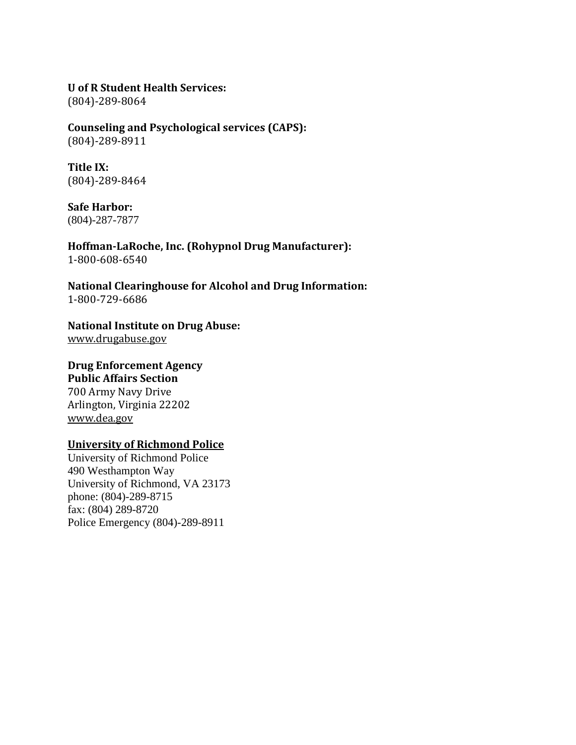**U of R Student Health Services:**
(804)-289-8064

**Counseling and Psychological services (CAPS):**
(804)-289-8911

**Title IX:**
(804)-289-8464

**Safe Harbor:**
(804)-287-7877

**Hoffman-LaRoche, Inc. (Rohypnol Drug Manufacturer):**
1-800-608-6540

**National Clearinghouse for Alcohol and Drug Information:**
1-800-729-6686

**National Institute on Drug Abuse:**
www.drugabuse.gov

**Drug Enforcement Agency**
**Public Affairs Section**
700 Army Navy Drive
Arlington, Virginia 22202
www.dea.gov

**University of Richmond Police**
University of Richmond Police
490 Westhampton Way
University of Richmond, VA 23173
phone: (804)-289-8715
fax: (804) 289-8720
Police Emergency (804)-289-8911